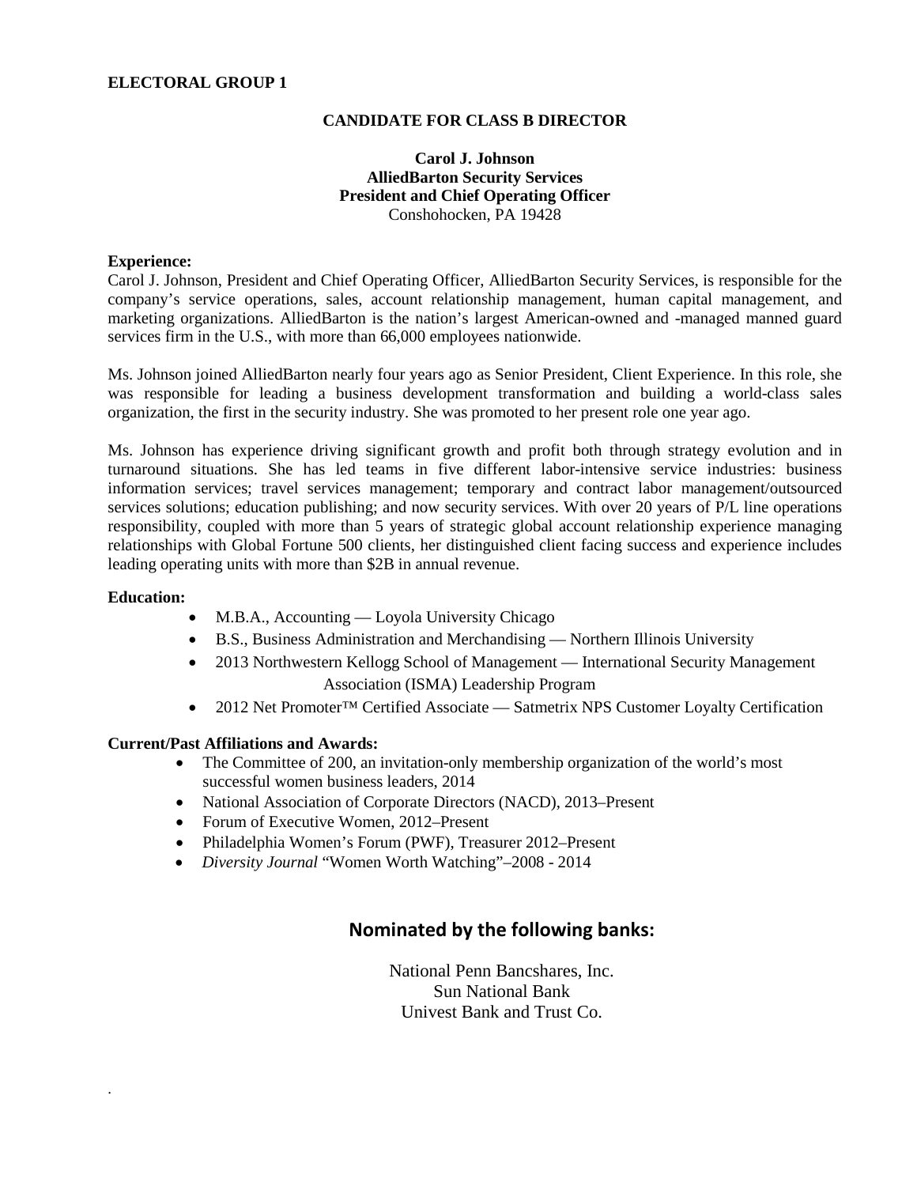**ELECTORAL GROUP 1**

## CANDIDATE FOR CLASS B DIRECTOR

**Carol J. Johnson**
**AlliedBarton Security Services**
**President and Chief Operating Officer**
Conshohocken, PA 19428

**Experience:**
Carol J. Johnson, President and Chief Operating Officer, AlliedBarton Security Services, is responsible for the company's service operations, sales, account relationship management, human capital management, and marketing organizations. AlliedBarton is the nation's largest American-owned and -managed manned guard services firm in the U.S., with more than 66,000 employees nationwide.

Ms. Johnson joined AlliedBarton nearly four years ago as Senior President, Client Experience. In this role, she was responsible for leading a business development transformation and building a world-class sales organization, the first in the security industry. She was promoted to her present role one year ago.

Ms. Johnson has experience driving significant growth and profit both through strategy evolution and in turnaround situations. She has led teams in five different labor-intensive service industries: business information services; travel services management; temporary and contract labor management/outsourced services solutions; education publishing; and now security services. With over 20 years of P/L line operations responsibility, coupled with more than 5 years of strategic global account relationship experience managing relationships with Global Fortune 500 clients, her distinguished client facing success and experience includes leading operating units with more than $2B in annual revenue.

**Education:**

- M.B.A., Accounting — Loyola University Chicago
- B.S., Business Administration and Merchandising — Northern Illinois University
- 2013 Northwestern Kellogg School of Management — International Security Management Association (ISMA) Leadership Program
- 2012 Net Promoter™ Certified Associate — Satmetrix NPS Customer Loyalty Certification

**Current/Past Affiliations and Awards:**

- The Committee of 200, an invitation-only membership organization of the world's most successful women business leaders, 2014
- National Association of Corporate Directors (NACD), 2013–Present
- Forum of Executive Women, 2012–Present
- Philadelphia Women's Forum (PWF), Treasurer 2012–Present
- *Diversity Journal* "Women Worth Watching"–2008 - 2014

## Nominated by the following banks:

National Penn Bancshares, Inc.
Sun National Bank
Univest Bank and Trust Co.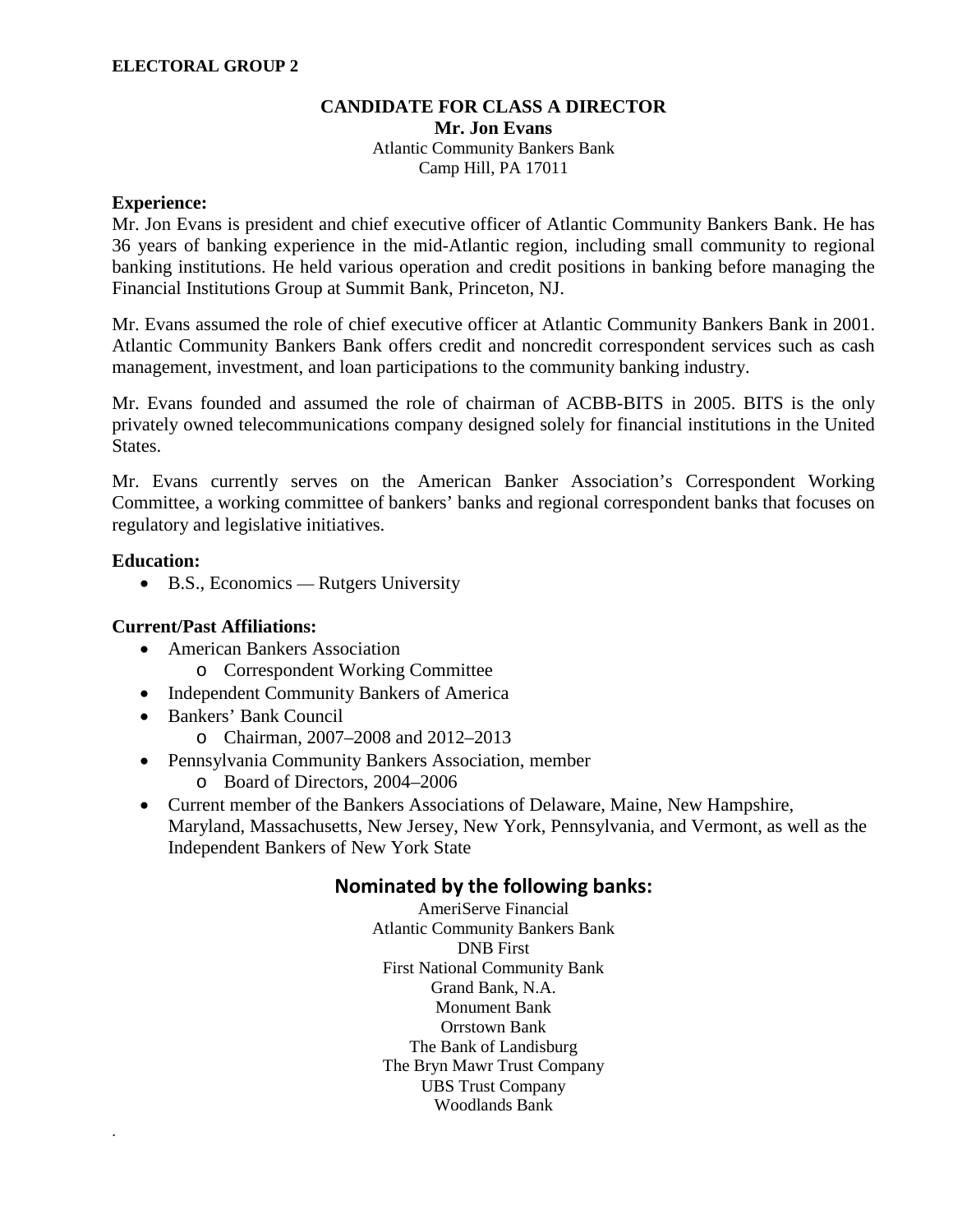**ELECTORAL GROUP 2**

**CANDIDATE FOR CLASS A DIRECTOR**

**Mr. Jon Evans**

Atlantic Community Bankers Bank
Camp Hill, PA 17011

**Experience:**

Mr. Jon Evans is president and chief executive officer of Atlantic Community Bankers Bank. He has 36 years of banking experience in the mid-Atlantic region, including small community to regional banking institutions. He held various operation and credit positions in banking before managing the Financial Institutions Group at Summit Bank, Princeton, NJ.

Mr. Evans assumed the role of chief executive officer at Atlantic Community Bankers Bank in 2001. Atlantic Community Bankers Bank offers credit and noncredit correspondent services such as cash management, investment, and loan participations to the community banking industry.

Mr. Evans founded and assumed the role of chairman of ACBB-BITS in 2005. BITS is the only privately owned telecommunications company designed solely for financial institutions in the United States.

Mr. Evans currently serves on the American Banker Association's Correspondent Working Committee, a working committee of bankers' banks and regional correspondent banks that focuses on regulatory and legislative initiatives.

**Education:**

- B.S., Economics — Rutgers University

**Current/Past Affiliations:**

- American Bankers Association
  - Correspondent Working Committee
- Independent Community Bankers of America
- Bankers' Bank Council
  - Chairman, 2007–2008 and 2012–2013
- Pennsylvania Community Bankers Association, member
  - Board of Directors, 2004–2006
- Current member of the Bankers Associations of Delaware, Maine, New Hampshire, Maryland, Massachusetts, New Jersey, New York, Pennsylvania, and Vermont, as well as the Independent Bankers of New York State

## Nominated by the following banks:

AmeriServe Financial
Atlantic Community Bankers Bank
DNB First
First National Community Bank
Grand Bank, N.A.
Monument Bank
Orrstown Bank
The Bank of Landisburg
The Bryn Mawr Trust Company
UBS Trust Company
Woodlands Bank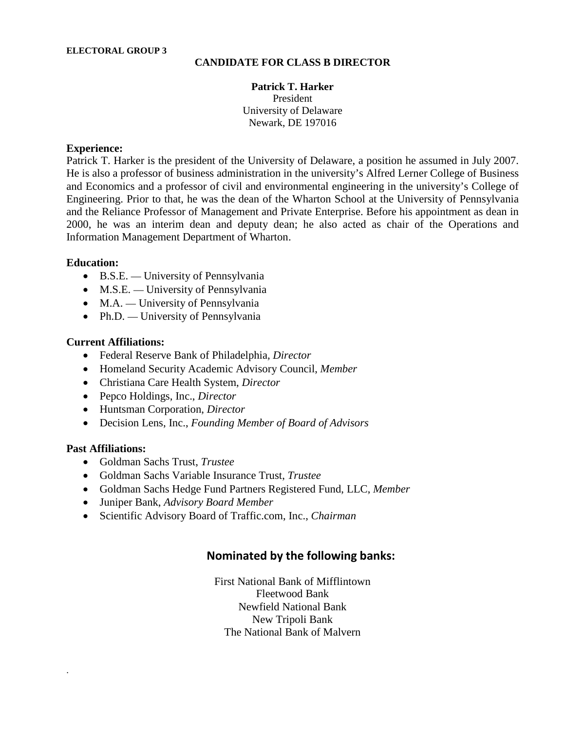**ELECTORAL GROUP 3**

## CANDIDATE FOR CLASS B DIRECTOR

**Patrick T. Harker**
President
University of Delaware
Newark, DE 197016

**Experience:**
Patrick T. Harker is the president of the University of Delaware, a position he assumed in July 2007. He is also a professor of business administration in the university's Alfred Lerner College of Business and Economics and a professor of civil and environmental engineering in the university's College of Engineering. Prior to that, he was the dean of the Wharton School at the University of Pennsylvania and the Reliance Professor of Management and Private Enterprise. Before his appointment as dean in 2000, he was an interim dean and deputy dean; he also acted as chair of the Operations and Information Management Department of Wharton.

**Education:**

- B.S.E. — University of Pennsylvania
- M.S.E. — University of Pennsylvania
- M.A. — University of Pennsylvania
- Ph.D. — University of Pennsylvania

**Current Affiliations:**

- Federal Reserve Bank of Philadelphia, *Director*
- Homeland Security Academic Advisory Council, *Member*
- Christiana Care Health System, *Director*
- Pepco Holdings, Inc., *Director*
- Huntsman Corporation, *Director*
- Decision Lens, Inc., *Founding Member of Board of Advisors*

**Past Affiliations:**

- Goldman Sachs Trust, *Trustee*
- Goldman Sachs Variable Insurance Trust, *Trustee*
- Goldman Sachs Hedge Fund Partners Registered Fund, LLC, *Member*
- Juniper Bank, *Advisory Board Member*
- Scientific Advisory Board of Traffic.com, Inc., *Chairman*

### Nominated by the following banks:

First National Bank of Mifflintown
Fleetwood Bank
Newfield National Bank
New Tripoli Bank
The National Bank of Malvern